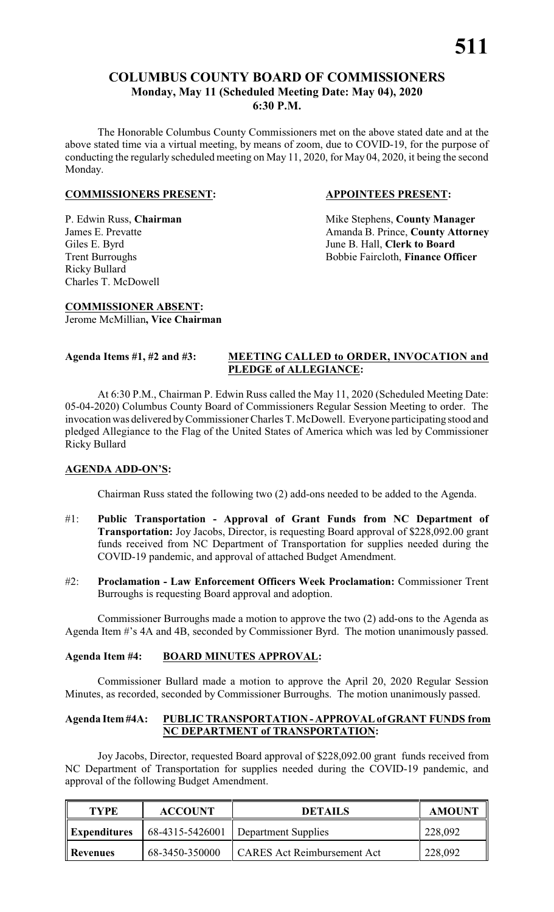# COLUMBUS COUNTY BOARD OF COMMISSIONERS

## Monday, May 11 (Scheduled Meeting Date: May 04), 2020

## 6:30 P.M.

The Honorable Columbus County Commissioners met on the above stated date and at the above stated time via a virtual meeting, by means of zoom, due to COVID-19, for the purpose of conducting the regularly scheduled meeting on May 11, 2020, for May 04, 2020, it being the second Monday.

**COMMISSIONERS PRESENT:**

P. Edwin Russ, **Chairman**
James E. Prevatte
Giles E. Byrd
Trent Burroughs
Ricky Bullard
Charles T. McDowell

**APPOINTEES PRESENT:**

Mike Stephens, **County Manager**
Amanda B. Prince, **County Attorney**
June B. Hall, **Clerk to Board**
Bobbie Faircloth, **Finance Officer**

**COMMISSIONER ABSENT:**
Jerome McMillian**, Vice Chairman**

**Agenda Items #1, #2 and #3: MEETING CALLED to ORDER, INVOCATION and PLEDGE of ALLEGIANCE:**

At 6:30 P.M., Chairman P. Edwin Russ called the May 11, 2020 (Scheduled Meeting Date: 05-04-2020) Columbus County Board of Commissioners Regular Session Meeting to order. The invocation was delivered by Commissioner Charles T. McDowell. Everyone participating stood and pledged Allegiance to the Flag of the United States of America which was led by Commissioner Ricky Bullard

**AGENDA ADD-ON'S:**

Chairman Russ stated the following two (2) add-ons needed to be added to the Agenda.

#1: **Public Transportation - Approval of Grant Funds from NC Department of Transportation:** Joy Jacobs, Director, is requesting Board approval of $228,092.00 grant funds received from NC Department of Transportation for supplies needed during the COVID-19 pandemic, and approval of attached Budget Amendment.

#2: **Proclamation - Law Enforcement Officers Week Proclamation:** Commissioner Trent Burroughs is requesting Board approval and adoption.

Commissioner Burroughs made a motion to approve the two (2) add-ons to the Agenda as Agenda Item #'s 4A and 4B, seconded by Commissioner Byrd. The motion unanimously passed.

**Agenda Item #4: BOARD MINUTES APPROVAL:**

Commissioner Bullard made a motion to approve the April 20, 2020 Regular Session Minutes, as recorded, seconded by Commissioner Burroughs. The motion unanimously passed.

**Agenda Item #4A: PUBLIC TRANSPORTATION - APPROVAL of GRANT FUNDS from NC DEPARTMENT of TRANSPORTATION:**

Joy Jacobs, Director, requested Board approval of $228,092.00 grant funds received from NC Department of Transportation for supplies needed during the COVID-19 pandemic, and approval of the following Budget Amendment.

| TYPE | ACCOUNT | DETAILS | AMOUNT |
|---|---|---|---|
| **Expenditures** | 68-4315-5426001 | Department Supplies | 228,092 |
| **Revenues** | 68-3450-350000 | CARES Act Reimbursement Act | 228,092 |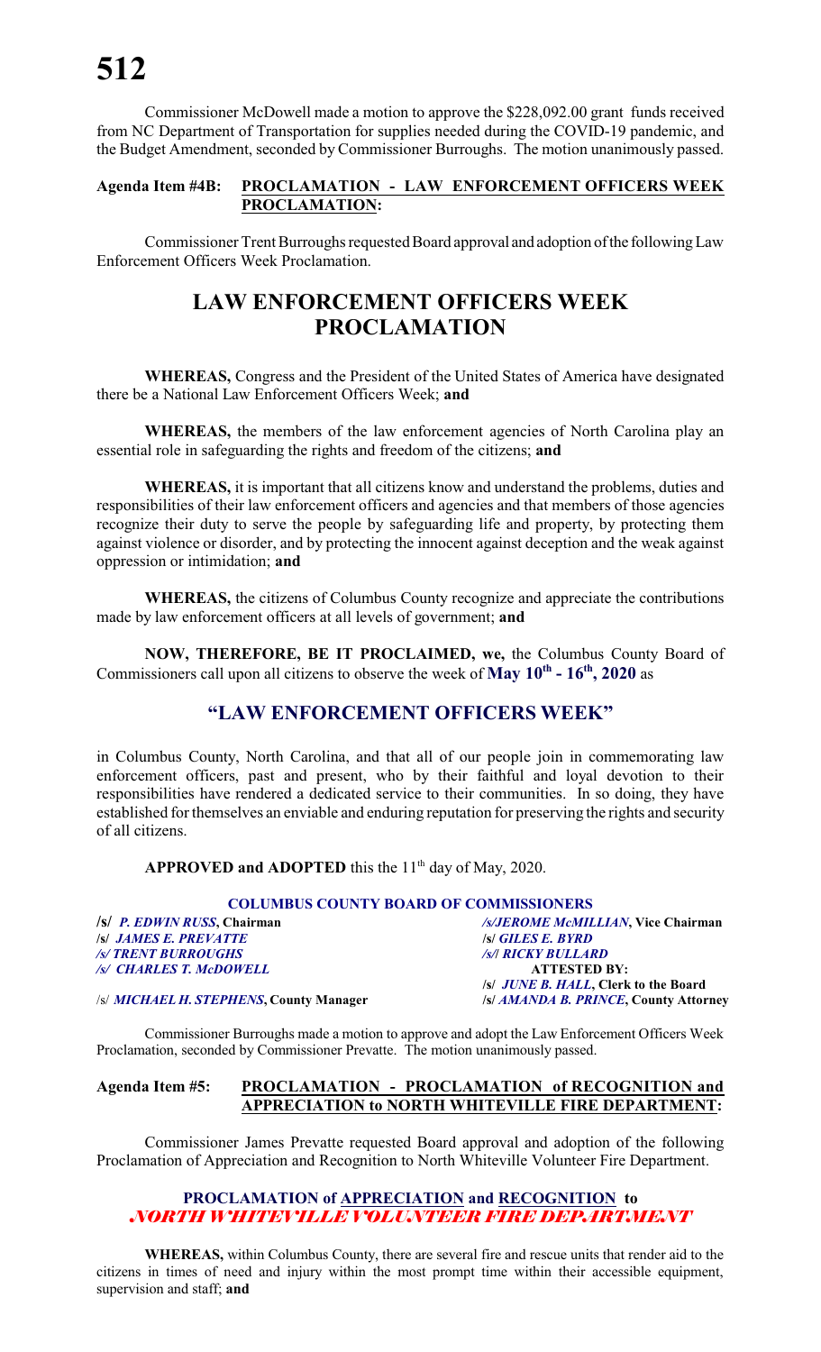Commissioner McDowell made a motion to approve the $228,092.00 grant funds received from NC Department of Transportation for supplies needed during the COVID-19 pandemic, and the Budget Amendment, seconded by Commissioner Burroughs. The motion unanimously passed.

**Agenda Item #4B: PROCLAMATION - LAW ENFORCEMENT OFFICERS WEEK PROCLAMATION:**

Commissioner Trent Burroughs requested Board approval and adoption of the following Law Enforcement Officers Week Proclamation.

# LAW ENFORCEMENT OFFICERS WEEK PROCLAMATION

**WHEREAS,** Congress and the President of the United States of America have designated there be a National Law Enforcement Officers Week; **and**

**WHEREAS,** the members of the law enforcement agencies of North Carolina play an essential role in safeguarding the rights and freedom of the citizens; **and**

**WHEREAS,** it is important that all citizens know and understand the problems, duties and responsibilities of their law enforcement officers and agencies and that members of those agencies recognize their duty to serve the people by safeguarding life and property, by protecting them against violence or disorder, and by protecting the innocent against deception and the weak against oppression or intimidation; **and**

**WHEREAS,** the citizens of Columbus County recognize and appreciate the contributions made by law enforcement officers at all levels of government; **and**

**NOW, THEREFORE, BE IT PROCLAIMED, we,** the Columbus County Board of Commissioners call upon all citizens to observe the week of **May 10th - 16th, 2020** as

## "LAW ENFORCEMENT OFFICERS WEEK"

in Columbus County, North Carolina, and that all of our people join in commemorating law enforcement officers, past and present, who by their faithful and loyal devotion to their responsibilities have rendered a dedicated service to their communities. In so doing, they have established for themselves an enviable and enduring reputation for preserving the rights and security of all citizens.

**APPROVED and ADOPTED** this the 11th day of May, 2020.

**COLUMBUS COUNTY BOARD OF COMMISSIONERS**

/s/ *P. EDWIN RUSS*, **Chairman**
/s/ *JEROME McMILLIAN*, **Vice Chairman**
/s/ *JAMES E. PREVATTE*
/s/ *GILES E. BYRD*
/s/ *TRENT BURROUGHS*
/s/ *RICKY BULLARD*
/s/ *CHARLES T. McDOWELL*

**ATTESTED BY:**
/s/ *JUNE B. HALL*, **Clerk to the Board**

/s/ *MICHAEL H. STEPHENS*, **County Manager**
/s/ *AMANDA B. PRINCE*, **County Attorney**

Commissioner Burroughs made a motion to approve and adopt the Law Enforcement Officers Week Proclamation, seconded by Commissioner Prevatte. The motion unanimously passed.

**Agenda Item #5: PROCLAMATION - PROCLAMATION of RECOGNITION and APPRECIATION to NORTH WHITEVILLE FIRE DEPARTMENT:**

Commissioner James Prevatte requested Board approval and adoption of the following Proclamation of Appreciation and Recognition to North Whiteville Volunteer Fire Department.

### PROCLAMATION of APPRECIATION and RECOGNITION to *NORTH WHITEVILLE VOLUNTEER FIRE DEPARTMENT*

**WHEREAS,** within Columbus County, there are several fire and rescue units that render aid to the citizens in times of need and injury within the most prompt time within their accessible equipment, supervision and staff; **and**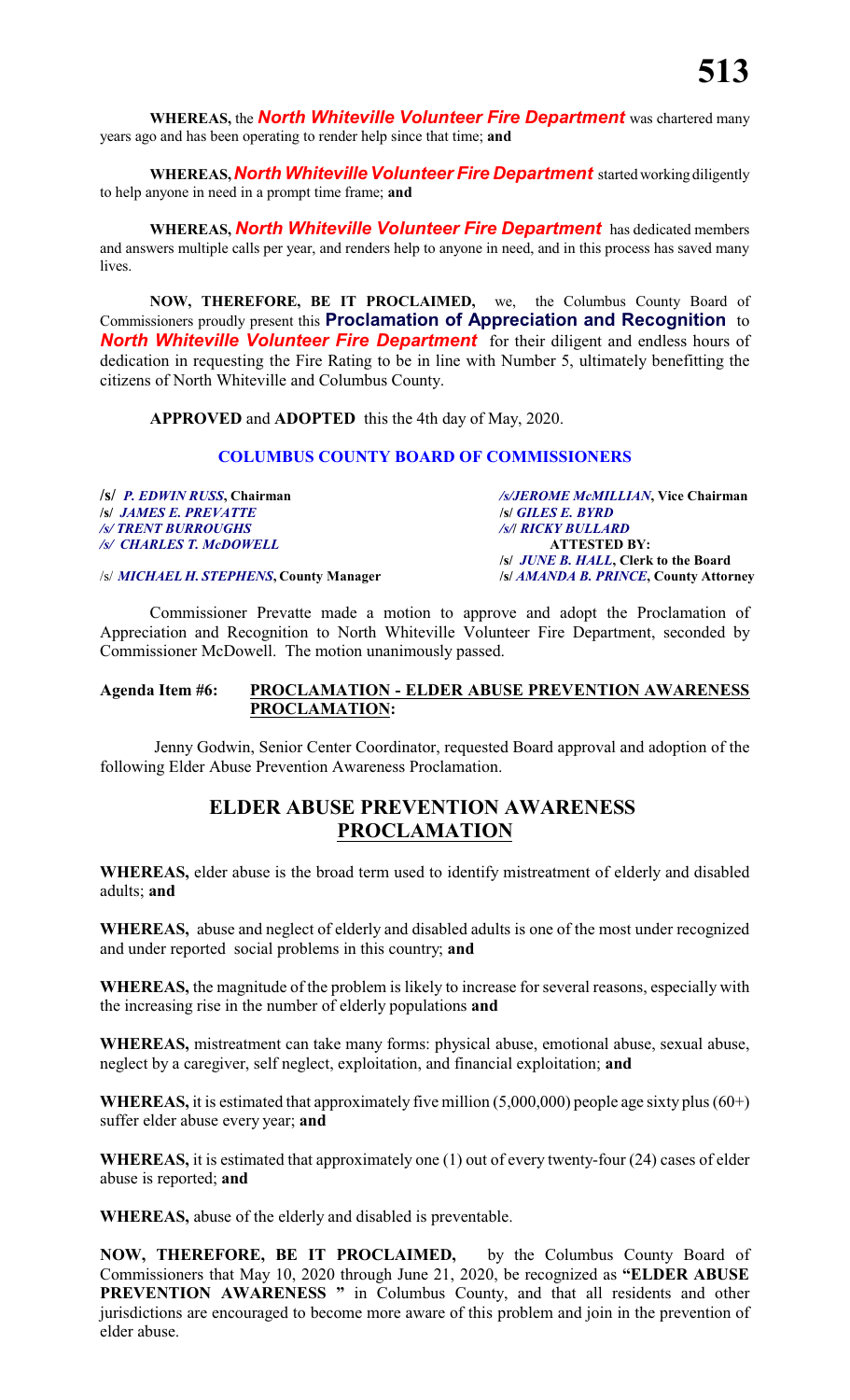**WHEREAS,** the ***North Whiteville Volunteer Fire Department*** was chartered many years ago and has been operating to render help since that time; **and**

**WHEREAS,** ***North Whiteville Volunteer Fire Department*** started working diligently to help anyone in need in a prompt time frame; **and**

**WHEREAS,** ***North Whiteville Volunteer Fire Department*** has dedicated members and answers multiple calls per year, and renders help to anyone in need, and in this process has saved many lives.

**NOW, THEREFORE, BE IT PROCLAIMED,** we, the Columbus County Board of Commissioners proudly present this **Proclamation of Appreciation and Recognition** to ***North Whiteville Volunteer Fire Department*** for their diligent and endless hours of dedication in requesting the Fire Rating to be in line with Number 5, ultimately benefitting the citizens of North Whiteville and Columbus County.

**APPROVED** and **ADOPTED** this the 4th day of May, 2020.

**COLUMBUS COUNTY BOARD OF COMMISSIONERS**

**/s/** ***P. EDWIN RUSS*****, Chairman**
***/s/JEROME McMILLIAN*****, Vice Chairman**
**/s/** ***JAMES E. PREVATTE***
**/s/** ***GILES E. BYRD***
***/s/ TRENT BURROUGHS***
***/s/l RICKY BULLARD***
***/s/ CHARLES T. McDOWELL***

**ATTESTED BY:**
**/s/** ***JUNE B. HALL*****, Clerk to the Board**

/s/ ***MICHAEL H. STEPHENS*****, County Manager**
**/s/** ***AMANDA B. PRINCE*****, County Attorney**

Commissioner Prevatte made a motion to approve and adopt the Proclamation of Appreciation and Recognition to North Whiteville Volunteer Fire Department, seconded by Commissioner McDowell. The motion unanimously passed.

**Agenda Item #6: PROCLAMATION - ELDER ABUSE PREVENTION AWARENESS PROCLAMATION:**

Jenny Godwin, Senior Center Coordinator, requested Board approval and adoption of the following Elder Abuse Prevention Awareness Proclamation.

## ELDER ABUSE PREVENTION AWARENESS PROCLAMATION

**WHEREAS,** elder abuse is the broad term used to identify mistreatment of elderly and disabled adults; **and**

**WHEREAS,** abuse and neglect of elderly and disabled adults is one of the most under recognized and under reported social problems in this country; **and**

**WHEREAS,** the magnitude of the problem is likely to increase for several reasons, especially with the increasing rise in the number of elderly populations **and**

**WHEREAS,** mistreatment can take many forms: physical abuse, emotional abuse, sexual abuse, neglect by a caregiver, self neglect, exploitation, and financial exploitation; **and**

**WHEREAS,** it is estimated that approximately five million (5,000,000) people age sixty plus (60+) suffer elder abuse every year; **and**

**WHEREAS,** it is estimated that approximately one (1) out of every twenty-four (24) cases of elder abuse is reported; **and**

**WHEREAS,** abuse of the elderly and disabled is preventable.

**NOW, THEREFORE, BE IT PROCLAIMED,** by the Columbus County Board of Commissioners that May 10, 2020 through June 21, 2020, be recognized as **"ELDER ABUSE PREVENTION AWARENESS "** in Columbus County, and that all residents and other jurisdictions are encouraged to become more aware of this problem and join in the prevention of elder abuse.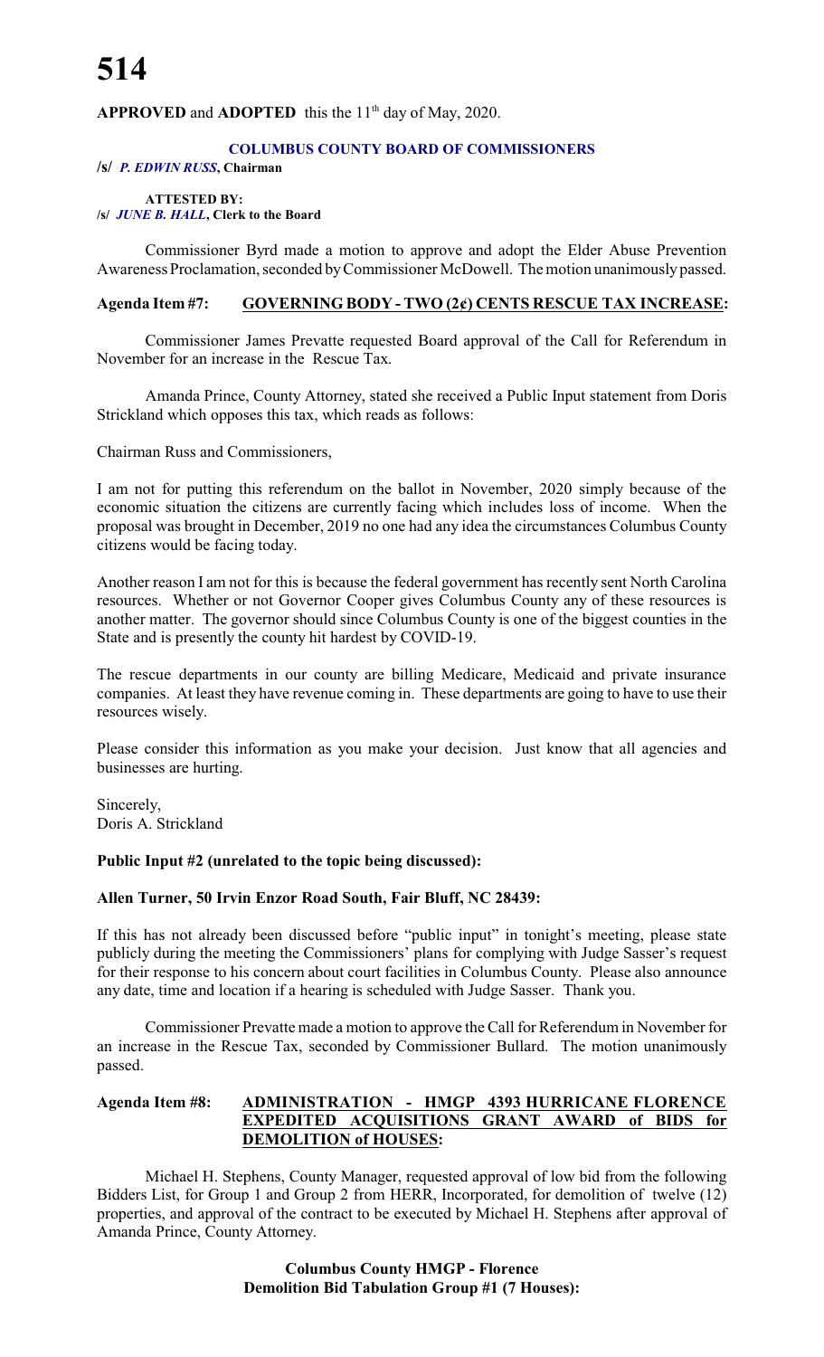**APPROVED** and **ADOPTED** this the 11th day of May, 2020.

**COLUMBUS COUNTY BOARD OF COMMISSIONERS**

**/s/** ***P. EDWIN RUSS*****, Chairman**

**ATTESTED BY:**
**/s/** ***JUNE B. HALL*****, Clerk to the Board**

Commissioner Byrd made a motion to approve and adopt the Elder Abuse Prevention Awareness Proclamation, seconded by Commissioner McDowell. The motion unanimously passed.

**Agenda Item #7: GOVERNING BODY - TWO (2¢) CENTS RESCUE TAX INCREASE:**

Commissioner James Prevatte requested Board approval of the Call for Referendum in November for an increase in the Rescue Tax.

Amanda Prince, County Attorney, stated she received a Public Input statement from Doris Strickland which opposes this tax, which reads as follows:

Chairman Russ and Commissioners,

I am not for putting this referendum on the ballot in November, 2020 simply because of the economic situation the citizens are currently facing which includes loss of income. When the proposal was brought in December, 2019 no one had any idea the circumstances Columbus County citizens would be facing today.

Another reason I am not for this is because the federal government has recently sent North Carolina resources. Whether or not Governor Cooper gives Columbus County any of these resources is another matter. The governor should since Columbus County is one of the biggest counties in the State and is presently the county hit hardest by COVID-19.

The rescue departments in our county are billing Medicare, Medicaid and private insurance companies. At least they have revenue coming in. These departments are going to have to use their resources wisely.

Please consider this information as you make your decision. Just know that all agencies and businesses are hurting.

Sincerely,
Doris A. Strickland

**Public Input #2 (unrelated to the topic being discussed):**

**Allen Turner, 50 Irvin Enzor Road South, Fair Bluff, NC 28439:**

If this has not already been discussed before "public input" in tonight's meeting, please state publicly during the meeting the Commissioners' plans for complying with Judge Sasser's request for their response to his concern about court facilities in Columbus County. Please also announce any date, time and location if a hearing is scheduled with Judge Sasser. Thank you.

Commissioner Prevatte made a motion to approve the Call for Referendum in November for an increase in the Rescue Tax, seconded by Commissioner Bullard. The motion unanimously passed.

**Agenda Item #8: ADMINISTRATION - HMGP 4393 HURRICANE FLORENCE EXPEDITED ACQUISITIONS GRANT AWARD of BIDS for DEMOLITION of HOUSES:**

Michael H. Stephens, County Manager, requested approval of low bid from the following Bidders List, for Group 1 and Group 2 from HERR, Incorporated, for demolition of twelve (12) properties, and approval of the contract to be executed by Michael H. Stephens after approval of Amanda Prince, County Attorney.

**Columbus County HMGP - Florence**
**Demolition Bid Tabulation Group #1 (7 Houses):**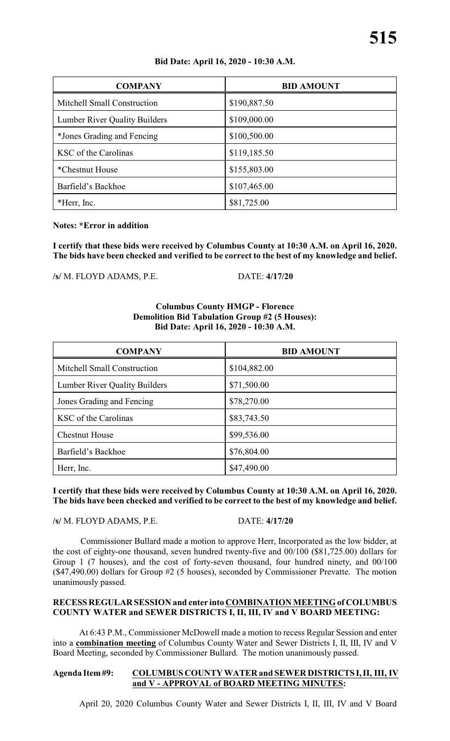**Bid Date: April 16, 2020 - 10:30 A.M.**

| COMPANY | BID AMOUNT |
|---|---|
| Mitchell Small Construction | $190,887.50 |
| Lumber River Quality Builders | $109,000.00 |
| *Jones Grading and Fencing | $100,500.00 |
| KSC of the Carolinas | $119,185.50 |
| *Chestnut House | $155,803.00 |
| Barfield's Backhoe | $107,465.00 |
| *Herr, Inc. | $81,725.00 |

**Notes: *Error in addition**

**I certify that these bids were received by Columbus County at 10:30 A.M. on April 16, 2020. The bids have been checked and verified to be correct to the best of my knowledge and belief.**

**/s/** M. FLOYD ADAMS, P.E. DATE: **4/17/20**

**Columbus County HMGP - Florence**
**Demolition Bid Tabulation Group #2 (5 Houses):**
**Bid Date: April 16, 2020 - 10:30 A.M.**

| COMPANY | BID AMOUNT |
|---|---|
| Mitchell Small Construction | $104,882.00 |
| Lumber River Quality Builders | $71,500.00 |
| Jones Grading and Fencing | $78,270.00 |
| KSC of the Carolinas | $83,743.50 |
| Chestnut House | $99,536.00 |
| Barfield's Backhoe | $76,804.00 |
| Herr, Inc. | $47,490.00 |

**I certify that these bids were received by Columbus County at 10:30 A.M. on April 16, 2020. The bids have been checked and verified to be correct to the best of my knowledge and belief.**

**/s/** M. FLOYD ADAMS, P.E. DATE: **4/17/20**

Commissioner Bullard made a motion to approve Herr, Incorporated as the low bidder, at the cost of eighty-one thousand, seven hundred twenty-five and 00/100 ($81,725.00) dollars for Group 1 (7 houses), and the cost of forty-seven thousand, four hundred ninety, and 00/100 ($47,490.00) dollars for Group #2 (5 houses), seconded by Commissioner Prevatte. The motion unanimously passed.

**RECESS REGULAR SESSION and enter into COMBINATION MEETING of COLUMBUS COUNTY WATER and SEWER DISTRICTS I, II, III, IV and V BOARD MEETING:**

At 6:43 P.M., Commissioner McDowell made a motion to recess Regular Session and enter into a **combination meeting** of Columbus County Water and Sewer Districts I, II, III, IV and V Board Meeting, seconded by Commissioner Bullard. The motion unanimously passed.

**Agenda Item #9: COLUMBUS COUNTY WATER and SEWER DISTRICTS I, II, III, IV and V - APPROVAL of BOARD MEETING MINUTES:**

April 20, 2020 Columbus County Water and Sewer Districts I, II, III, IV and V Board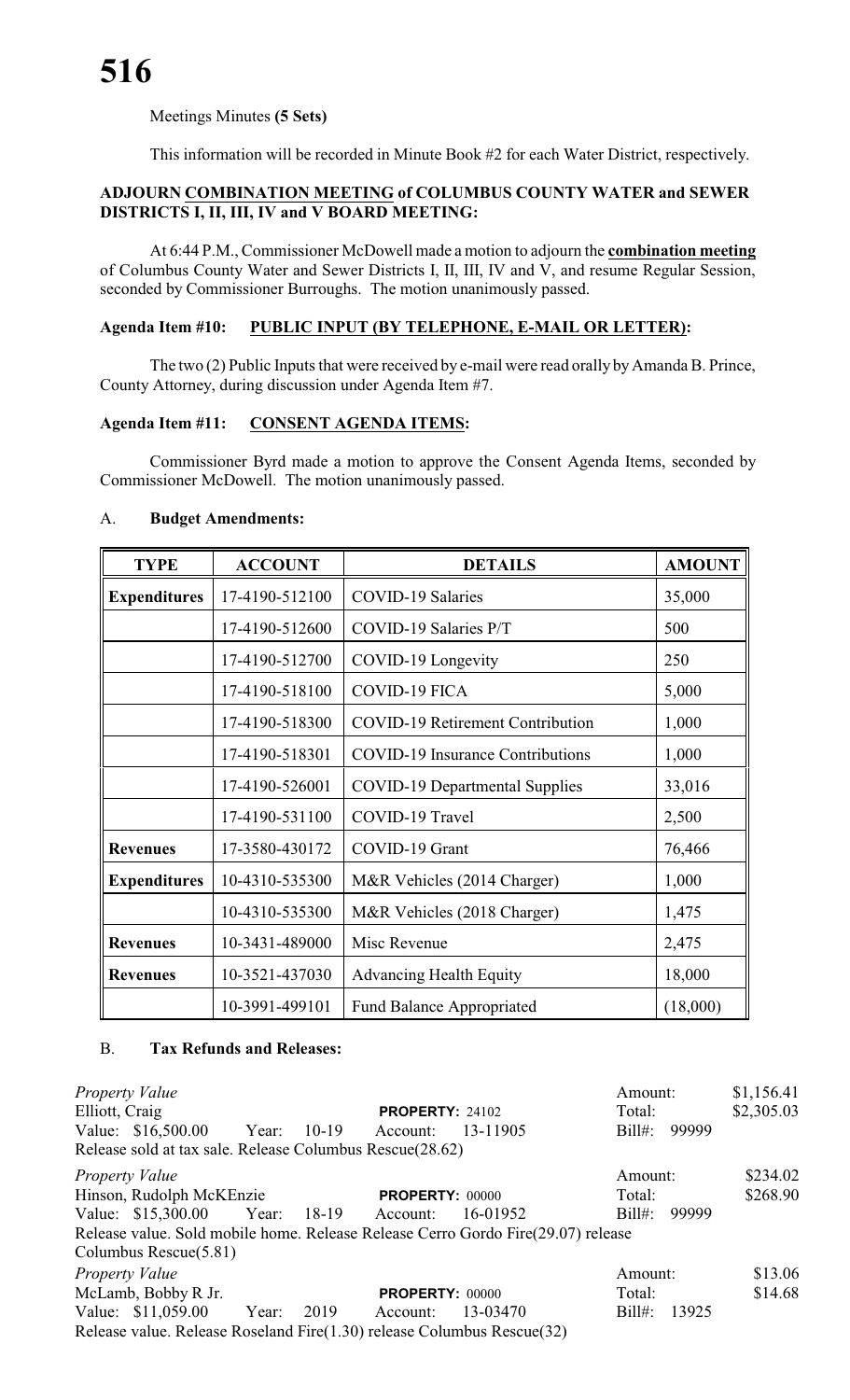Meetings Minutes **(5 Sets)**

This information will be recorded in Minute Book #2 for each Water District, respectively.

**ADJOURN COMBINATION MEETING of COLUMBUS COUNTY WATER and SEWER DISTRICTS I, II, III, IV and V BOARD MEETING:**

At 6:44 P.M., Commissioner McDowell made a motion to adjourn the **combination meeting** of Columbus County Water and Sewer Districts I, II, III, IV and V, and resume Regular Session, seconded by Commissioner Burroughs. The motion unanimously passed.

**Agenda Item #10: PUBLIC INPUT (BY TELEPHONE, E-MAIL OR LETTER):**

The two (2) Public Inputs that were received by e-mail were read orally by Amanda B. Prince, County Attorney, during discussion under Agenda Item #7.

**Agenda Item #11: CONSENT AGENDA ITEMS:**

Commissioner Byrd made a motion to approve the Consent Agenda Items, seconded by Commissioner McDowell. The motion unanimously passed.

A. **Budget Amendments:**

| TYPE | ACCOUNT | DETAILS | AMOUNT |
|---|---|---|---|
| **Expenditures** | 17-4190-512100 | COVID-19 Salaries | 35,000 |
| | 17-4190-512600 | COVID-19 Salaries P/T | 500 |
| | 17-4190-512700 | COVID-19 Longevity | 250 |
| | 17-4190-518100 | COVID-19 FICA | 5,000 |
| | 17-4190-518300 | COVID-19 Retirement Contribution | 1,000 |
| | 17-4190-518301 | COVID-19 Insurance Contributions | 1,000 |
| | 17-4190-526001 | COVID-19 Departmental Supplies | 33,016 |
| | 17-4190-531100 | COVID-19 Travel | 2,500 |
| **Revenues** | 17-3580-430172 | COVID-19 Grant | 76,466 |
| **Expenditures** | 10-4310-535300 | M&R Vehicles (2014 Charger) | 1,000 |
| | 10-4310-535300 | M&R Vehicles (2018 Charger) | 1,475 |
| **Revenues** | 10-3431-489000 | Misc Revenue | 2,475 |
| **Revenues** | 10-3521-437030 | Advancing Health Equity | 18,000 |
| | 10-3991-499101 | Fund Balance Appropriated | (18,000) |

B. **Tax Refunds and Releases:**

*Property Value* — Amount: $1,156.41
Elliott, Craig — **PROPERTY:** 24102 — Total: $2,305.03
Value: $16,500.00 Year: 10-19 Account: 13-11905 Bill#: 99999
Release sold at tax sale. Release Columbus Rescue(28.62)

*Property Value* — Amount: $234.02
Hinson, Rudolph McKEnzie — **PROPERTY:** 00000 — Total: $268.90
Value: $15,300.00 Year: 18-19 Account: 16-01952 Bill#: 99999
Release value. Sold mobile home. Release Release Cerro Gordo Fire(29.07) release Columbus Rescue(5.81)

*Property Value* — Amount: $13.06
McLamb, Bobby R Jr. — **PROPERTY:** 00000 — Total: $14.68
Value: $11,059.00 Year: 2019 Account: 13-03470 Bill#: 13925
Release value. Release Roseland Fire(1.30) release Columbus Rescue(32)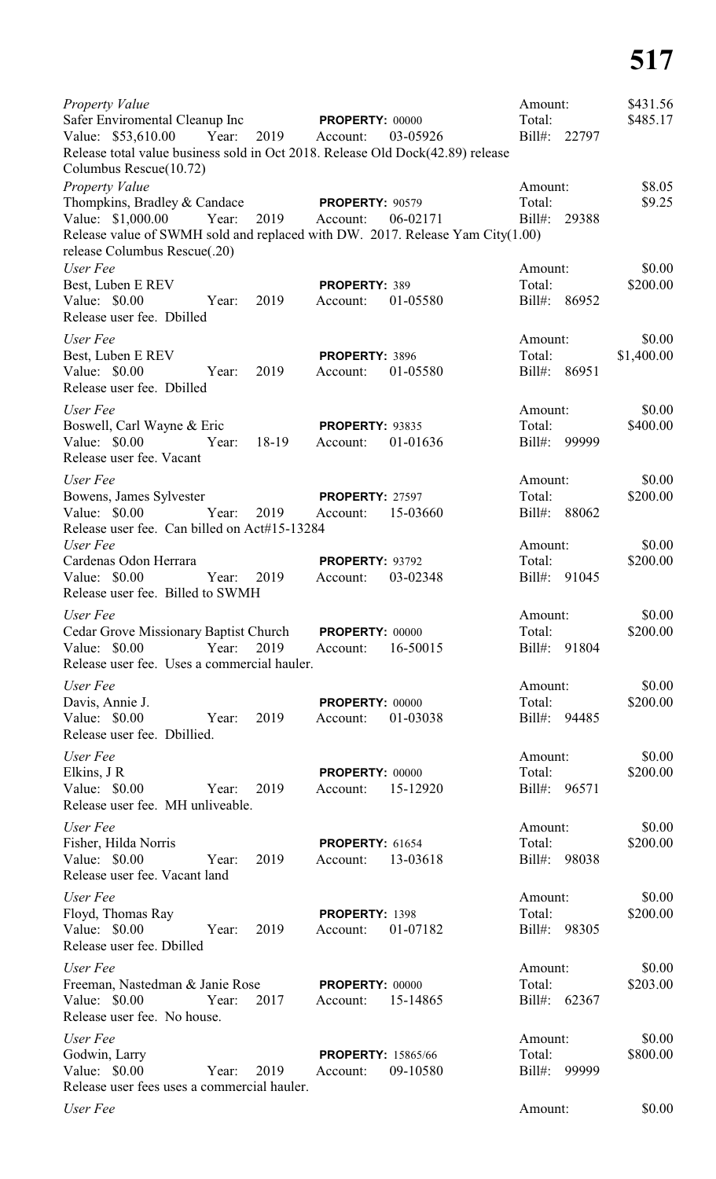*Property Value*
Safer Enviromental Cleanup Inc **PROPERTY:** 00000 Amount: $431.56
Value: $53,610.00 Year: 2019 Account: 03-05926 Total: $485.17
Bill#: 22797
Release total value business sold in Oct 2018. Release Old Dock(42.89) release Columbus Rescue(10.72)

*Property Value*
Thompkins, Bradley & Candace **PROPERTY:** 90579 Amount: $8.05
Value: $1,000.00 Year: 2019 Account: 06-02171 Total: $9.25
Bill#: 29388
Release value of SWMH sold and replaced with DW. 2017. Release Yam City(1.00) release Columbus Rescue(.20)

*User Fee*
Best, Luben E REV **PROPERTY:** 389 Amount: $0.00
Value: $0.00 Year: 2019 Account: 01-05580 Total: $200.00
Bill#: 86952
Release user fee. Dbilled

*User Fee*
Best, Luben E REV **PROPERTY:** 3896 Amount: $0.00
Value: $0.00 Year: 2019 Account: 01-05580 Total: $1,400.00
Bill#: 86951
Release user fee. Dbilled

*User Fee*
Boswell, Carl Wayne & Eric **PROPERTY:** 93835 Amount: $0.00
Value: $0.00 Year: 18-19 Account: 01-01636 Total: $400.00
Bill#: 99999
Release user fee. Vacant

*User Fee*
Bowens, James Sylvester **PROPERTY:** 27597 Amount: $0.00
Value: $0.00 Year: 2019 Account: 15-03660 Total: $200.00
Bill#: 88062
Release user fee. Can billed on Act#15-13284

*User Fee*
Cardenas Odon Herrara **PROPERTY:** 93792 Amount: $0.00
Value: $0.00 Year: 2019 Account: 03-02348 Total: $200.00
Bill#: 91045
Release user fee. Billed to SWMH

*User Fee*
Cedar Grove Missionary Baptist Church **PROPERTY:** 00000 Amount: $0.00
Value: $0.00 Year: 2019 Account: 16-50015 Total: $200.00
Bill#: 91804
Release user fee. Uses a commercial hauler.

*User Fee*
Davis, Annie J. **PROPERTY:** 00000 Amount: $0.00
Value: $0.00 Year: 2019 Account: 01-03038 Total: $200.00
Bill#: 94485
Release user fee. Dbillied.

*User Fee*
Elkins, J R **PROPERTY:** 00000 Amount: $0.00
Value: $0.00 Year: 2019 Account: 15-12920 Total: $200.00
Bill#: 96571
Release user fee. MH unliveable.

*User Fee*
Fisher, Hilda Norris **PROPERTY:** 61654 Amount: $0.00
Value: $0.00 Year: 2019 Account: 13-03618 Total: $200.00
Bill#: 98038
Release user fee. Vacant land

*User Fee*
Floyd, Thomas Ray **PROPERTY:** 1398 Amount: $0.00
Value: $0.00 Year: 2019 Account: 01-07182 Total: $200.00
Bill#: 98305
Release user fee. Dbilled

*User Fee*
Freeman, Nastedman & Janie Rose **PROPERTY:** 00000 Amount: $0.00
Value: $0.00 Year: 2017 Account: 15-14865 Total: $203.00
Bill#: 62367
Release user fee. No house.

*User Fee*
Godwin, Larry **PROPERTY:** 15865/66 Amount: $0.00
Value: $0.00 Year: 2019 Account: 09-10580 Total: $800.00
Bill#: 99999
Release user fees uses a commercial hauler.

*User Fee* Amount: $0.00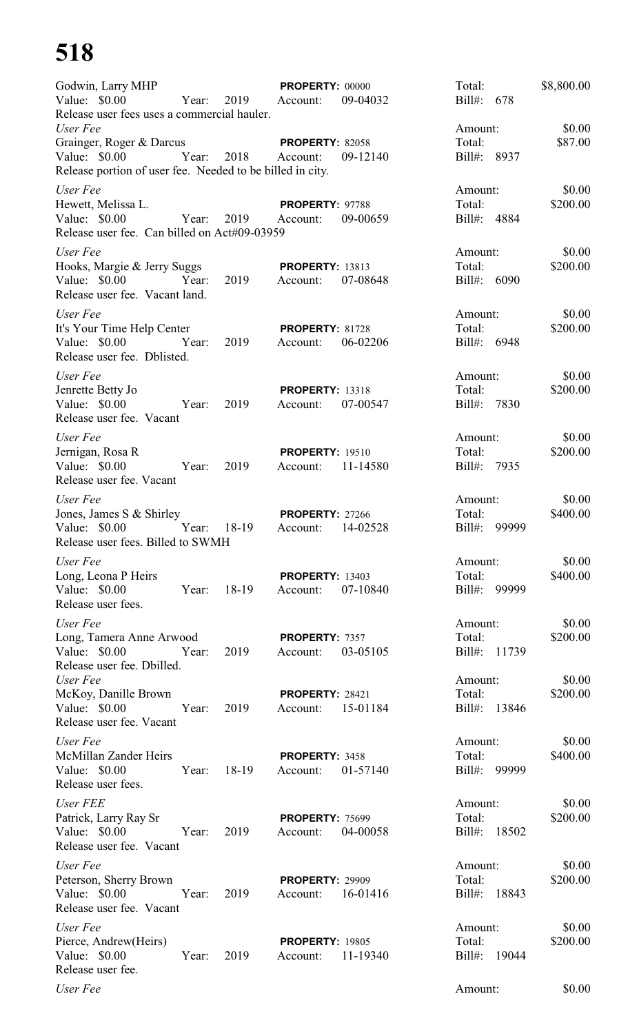# 518

Godwin, Larry MHP | **PROPERTY:** 00000 | Total: $8,800.00
Value: $0.00 Year: 2019 Account: 09-04032 | Bill#: 678
Release user fees uses a commercial hauler.

*User Fee* | Amount: $0.00

Grainger, Roger & Darcus | **PROPERTY:** 82058 | Total: $87.00
Value: $0.00 Year: 2018 Account: 09-12140 | Bill#: 8937
Release portion of user fee. Needed to be billed in city.

*User Fee* | Amount: $0.00

Hewett, Melissa L. | **PROPERTY:** 97788 | Total: $200.00
Value: $0.00 Year: 2019 Account: 09-00659 | Bill#: 4884
Release user fee. Can billed on Act#09-03959

*User Fee* | Amount: $0.00

Hooks, Margie & Jerry Suggs | **PROPERTY:** 13813 | Total: $200.00
Value: $0.00 Year: 2019 Account: 07-08648 | Bill#: 6090
Release user fee. Vacant land.

*User Fee* | Amount: $0.00

It's Your Time Help Center | **PROPERTY:** 81728 | Total: $200.00
Value: $0.00 Year: 2019 Account: 06-02206 | Bill#: 6948
Release user fee. Dblisted.

*User Fee* | Amount: $0.00

Jenrette Betty Jo | **PROPERTY:** 13318 | Total: $200.00
Value: $0.00 Year: 2019 Account: 07-00547 | Bill#: 7830
Release user fee. Vacant

*User Fee* | Amount: $0.00

Jernigan, Rosa R | **PROPERTY:** 19510 | Total: $200.00
Value: $0.00 Year: 2019 Account: 11-14580 | Bill#: 7935
Release user fee. Vacant

*User Fee* | Amount: $0.00

Jones, James S & Shirley | **PROPERTY:** 27266 | Total: $400.00
Value: $0.00 Year: 18-19 Account: 14-02528 | Bill#: 99999
Release user fees. Billed to SWMH

*User Fee* | Amount: $0.00

Long, Leona P Heirs | **PROPERTY:** 13403 | Total: $400.00
Value: $0.00 Year: 18-19 Account: 07-10840 | Bill#: 99999
Release user fees.

*User Fee* | Amount: $0.00

Long, Tamera Anne Arwood | **PROPERTY:** 7357 | Total: $200.00
Value: $0.00 Year: 2019 Account: 03-05105 | Bill#: 11739
Release user fee. Dbilled.

*User Fee* | Amount: $0.00

McKoy, Danille Brown | **PROPERTY:** 28421 | Total: $200.00
Value: $0.00 Year: 2019 Account: 15-01184 | Bill#: 13846
Release user fee. Vacant

*User Fee* | Amount: $0.00

McMillan Zander Heirs | **PROPERTY:** 3458 | Total: $400.00
Value: $0.00 Year: 18-19 Account: 01-57140 | Bill#: 99999
Release user fees.

*User FEE* | Amount: $0.00

Patrick, Larry Ray Sr | **PROPERTY:** 75699 | Total: $200.00
Value: $0.00 Year: 2019 Account: 04-00058 | Bill#: 18502
Release user fee. Vacant

*User Fee* | Amount: $0.00

Peterson, Sherry Brown | **PROPERTY:** 29909 | Total: $200.00
Value: $0.00 Year: 2019 Account: 16-01416 | Bill#: 18843
Release user fee. Vacant

*User Fee* | Amount: $0.00

Pierce, Andrew(Heirs) | **PROPERTY:** 19805 | Total: $200.00
Value: $0.00 Year: 2019 Account: 11-19340 | Bill#: 19044
Release user fee.

*User Fee* | Amount: $0.00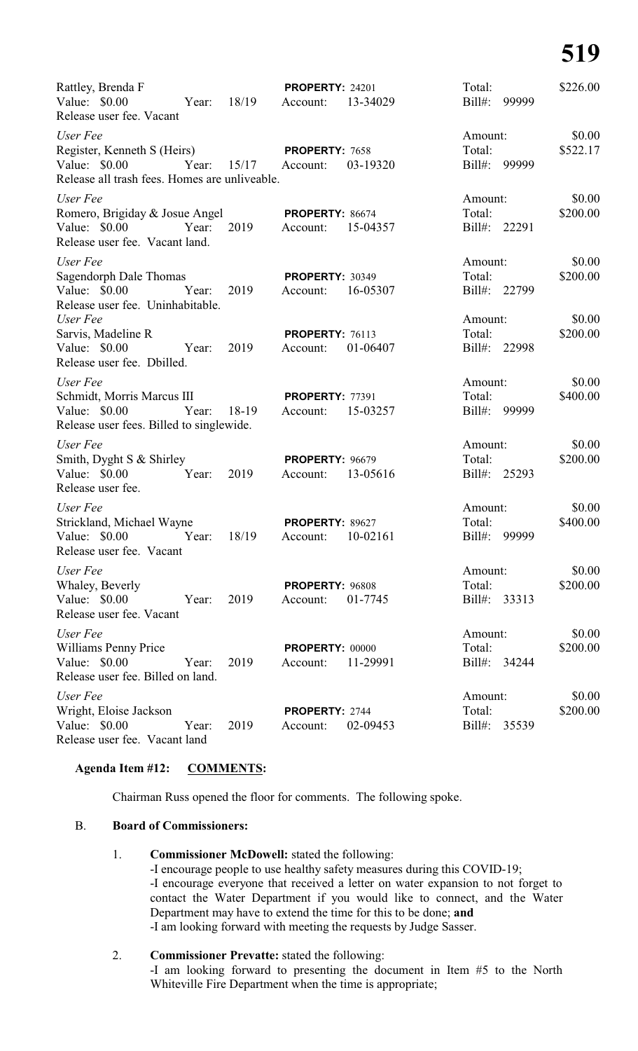Rattley, Brenda F — **PROPERTY:** 24201 — Total: $226.00
Value: $0.00 Year: 18/19 Account: 13-34029 Bill#: 99999
Release user fee. Vacant

*User Fee* — Amount: $0.00
Register, Kenneth S (Heirs) — **PROPERTY:** 7658 — Total: $522.17
Value: $0.00 Year: 15/17 Account: 03-19320 Bill#: 99999
Release all trash fees. Homes are unliveable.

*User Fee* — Amount: $0.00
Romero, Brigiday & Josue Angel — **PROPERTY:** 86674 — Total: $200.00
Value: $0.00 Year: 2019 Account: 15-04357 Bill#: 22291
Release user fee. Vacant land.

*User Fee* — Amount: $0.00
Sagendorph Dale Thomas — **PROPERTY:** 30349 — Total: $200.00
Value: $0.00 Year: 2019 Account: 16-05307 Bill#: 22799
Release user fee. Uninhabitable.

*User Fee* — Amount: $0.00
Sarvis, Madeline R — **PROPERTY:** 76113 — Total: $200.00
Value: $0.00 Year: 2019 Account: 01-06407 Bill#: 22998
Release user fee. Dbilled.

*User Fee* — Amount: $0.00
Schmidt, Morris Marcus III — **PROPERTY:** 77391 — Total: $400.00
Value: $0.00 Year: 18-19 Account: 15-03257 Bill#: 99999
Release user fees. Billed to singlewide.

*User Fee* — Amount: $0.00
Smith, Dyght S & Shirley — **PROPERTY:** 96679 — Total: $200.00
Value: $0.00 Year: 2019 Account: 13-05616 Bill#: 25293
Release user fee.

*User Fee* — Amount: $0.00
Strickland, Michael Wayne — **PROPERTY:** 89627 — Total: $400.00
Value: $0.00 Year: 18/19 Account: 10-02161 Bill#: 99999
Release user fee. Vacant

*User Fee* — Amount: $0.00
Whaley, Beverly — **PROPERTY:** 96808 — Total: $200.00
Value: $0.00 Year: 2019 Account: 01-7745 Bill#: 33313
Release user fee. Vacant

*User Fee* — Amount: $0.00
Williams Penny Price — **PROPERTY:** 00000 — Total: $200.00
Value: $0.00 Year: 2019 Account: 11-29991 Bill#: 34244
Release user fee. Billed on land.

*User Fee* — Amount: $0.00
Wright, Eloise Jackson — **PROPERTY:** 2744 — Total: $200.00
Value: $0.00 Year: 2019 Account: 02-09453 Bill#: 35539
Release user fee. Vacant land

**Agenda Item #12: COMMENTS:**

Chairman Russ opened the floor for comments. The following spoke.

B. **Board of Commissioners:**

1. **Commissioner McDowell:** stated the following:
   -I encourage people to use healthy safety measures during this COVID-19;
   -I encourage everyone that received a letter on water expansion to not forget to contact the Water Department if you would like to connect, and the Water Department may have to extend the time for this to be done; **and**
   -I am looking forward with meeting the requests by Judge Sasser.

2. **Commissioner Prevatte:** stated the following:
   -I am looking forward to presenting the document in Item #5 to the North Whiteville Fire Department when the time is appropriate;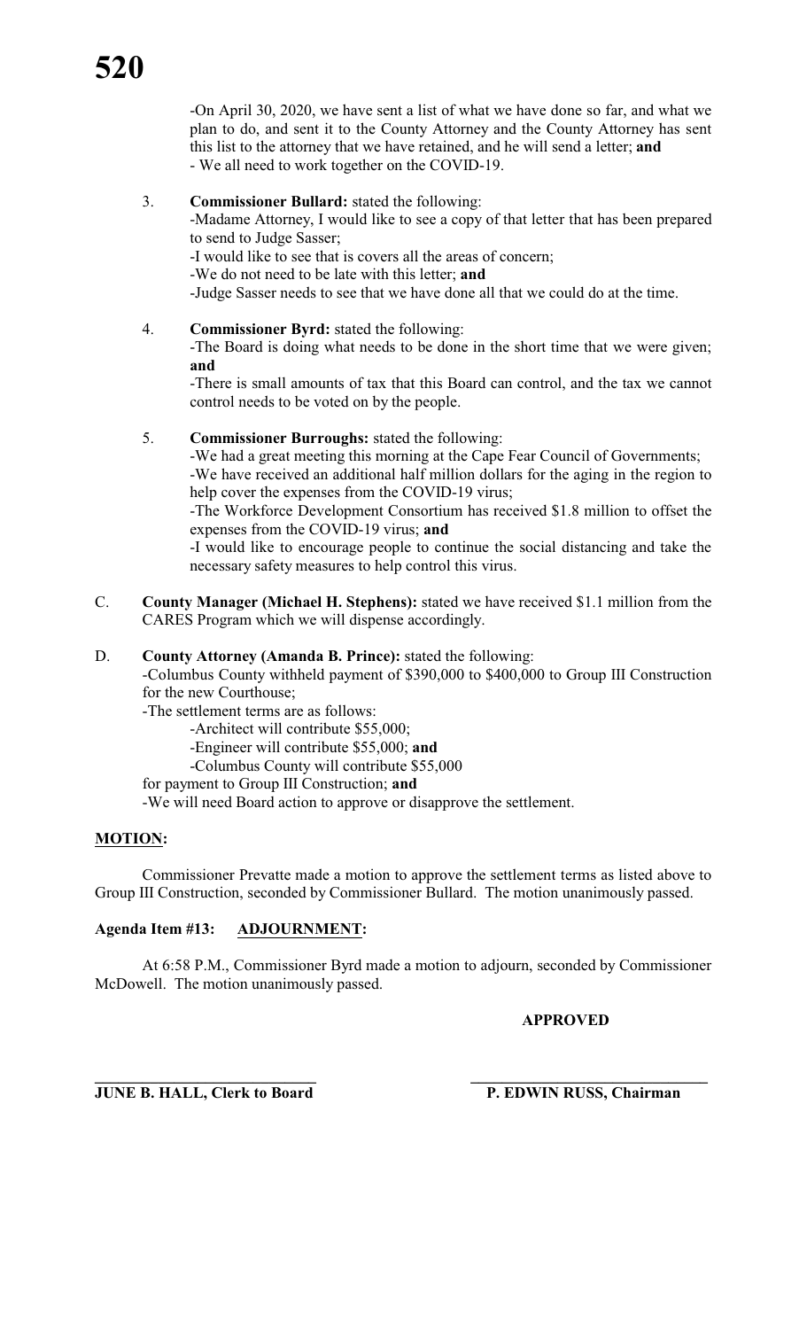-On April 30, 2020, we have sent a list of what we have done so far, and what we plan to do, and sent it to the County Attorney and the County Attorney has sent this list to the attorney that we have retained, and he will send a letter; **and**
- We all need to work together on the COVID-19.

3. **Commissioner Bullard:** stated the following:
   -Madame Attorney, I would like to see a copy of that letter that has been prepared to send to Judge Sasser;
   -I would like to see that is covers all the areas of concern;
   -We do not need to be late with this letter; **and**
   -Judge Sasser needs to see that we have done all that we could do at the time.

4. **Commissioner Byrd:** stated the following:
   -The Board is doing what needs to be done in the short time that we were given; **and**
   -There is small amounts of tax that this Board can control, and the tax we cannot control needs to be voted on by the people.

5. **Commissioner Burroughs:** stated the following:
   -We had a great meeting this morning at the Cape Fear Council of Governments;
   -We have received an additional half million dollars for the aging in the region to help cover the expenses from the COVID-19 virus;
   -The Workforce Development Consortium has received $1.8 million to offset the expenses from the COVID-19 virus; **and**
   -I would like to encourage people to continue the social distancing and take the necessary safety measures to help control this virus.

C. **County Manager (Michael H. Stephens):** stated we have received $1.1 million from the CARES Program which we will dispense accordingly.

D. **County Attorney (Amanda B. Prince):** stated the following:
   -Columbus County withheld payment of $390,000 to $400,000 to Group III Construction for the new Courthouse;
   -The settlement terms are as follows:
      -Architect will contribute $55,000;
      -Engineer will contribute $55,000; **and**
      -Columbus County will contribute $55,000
   for payment to Group III Construction; **and**
   -We will need Board action to approve or disapprove the settlement.

**MOTION:**

Commissioner Prevatte made a motion to approve the settlement terms as listed above to Group III Construction, seconded by Commissioner Bullard. The motion unanimously passed.

**Agenda Item #13: ADJOURNMENT:**

At 6:58 P.M., Commissioner Byrd made a motion to adjourn, seconded by Commissioner McDowell. The motion unanimously passed.

**APPROVED**

**JUNE B. HALL, Clerk to Board** &nbsp;&nbsp;&nbsp;&nbsp;&nbsp;&nbsp;&nbsp;&nbsp; **P. EDWIN RUSS, Chairman**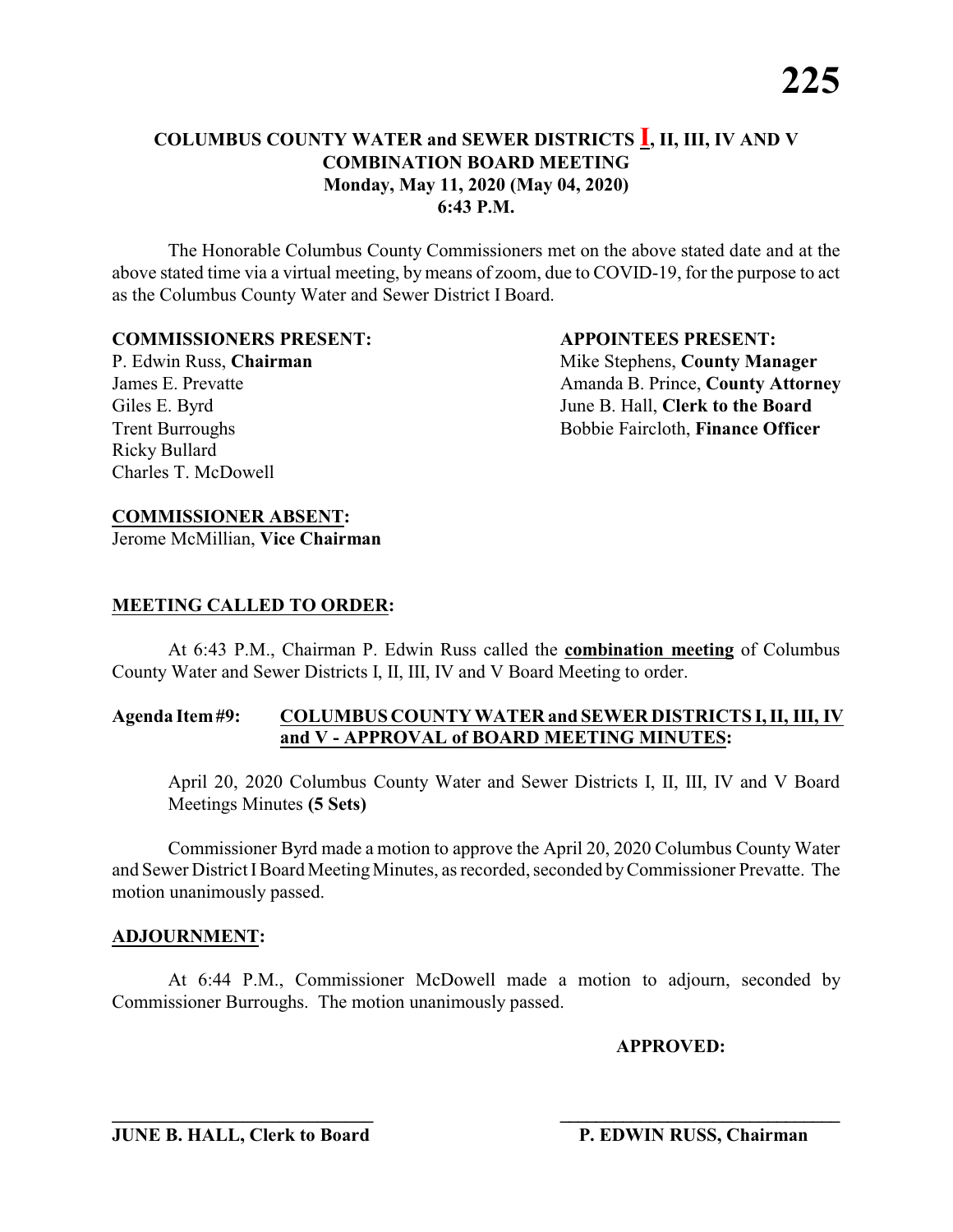# COLUMBUS COUNTY WATER and SEWER DISTRICTS I, II, III, IV AND V
## COMBINATION BOARD MEETING
### Monday, May 11, 2020 (May 04, 2020)
### 6:43 P.M.

The Honorable Columbus County Commissioners met on the above stated date and at the above stated time via a virtual meeting, by means of zoom, due to COVID-19, for the purpose to act as the Columbus County Water and Sewer District I Board.

**COMMISSIONERS PRESENT:**
P. Edwin Russ, **Chairman**
James E. Prevatte
Giles E. Byrd
Trent Burroughs
Ricky Bullard
Charles T. McDowell

**APPOINTEES PRESENT:**
Mike Stephens, **County Manager**
Amanda B. Prince, **County Attorney**
June B. Hall, **Clerk to the Board**
Bobbie Faircloth, **Finance Officer**

**COMMISSIONER ABSENT:**
Jerome McMillian, **Vice Chairman**

**MEETING CALLED TO ORDER:**

At 6:43 P.M., Chairman P. Edwin Russ called the **combination meeting** of Columbus County Water and Sewer Districts I, II, III, IV and V Board Meeting to order.

**Agenda Item #9: COLUMBUS COUNTY WATER and SEWER DISTRICTS I, II, III, IV and V - APPROVAL of BOARD MEETING MINUTES:**

April 20, 2020 Columbus County Water and Sewer Districts I, II, III, IV and V Board Meetings Minutes **(5 Sets)**

Commissioner Byrd made a motion to approve the April 20, 2020 Columbus County Water and Sewer District I Board Meeting Minutes, as recorded, seconded by Commissioner Prevatte. The motion unanimously passed.

**ADJOURNMENT:**

At 6:44 P.M., Commissioner McDowell made a motion to adjourn, seconded by Commissioner Burroughs. The motion unanimously passed.

**APPROVED:**

_____________________________ **JUNE B. HALL, Clerk to Board**

_____________________________ **P. EDWIN RUSS, Chairman**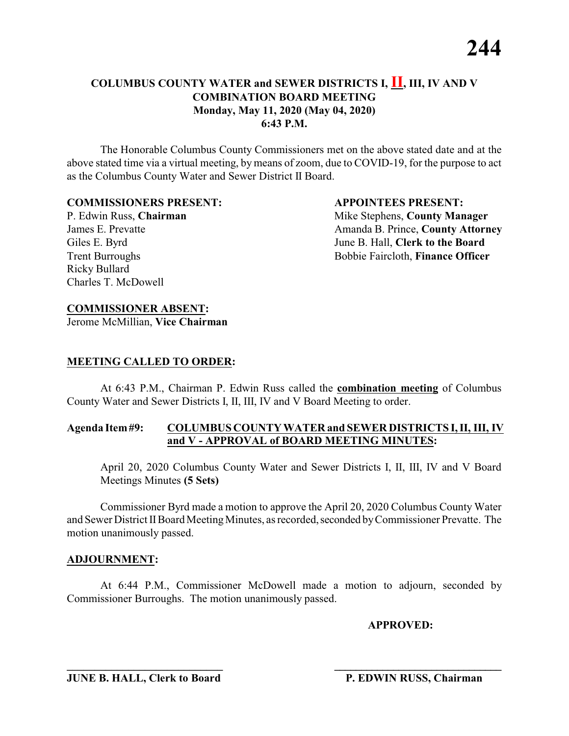# COLUMBUS COUNTY WATER and SEWER DISTRICTS I, II, III, IV AND V COMBINATION BOARD MEETING

**Monday, May 11, 2020 (May 04, 2020)**
**6:43 P.M.**

The Honorable Columbus County Commissioners met on the above stated date and at the above stated time via a virtual meeting, by means of zoom, due to COVID-19, for the purpose to act as the Columbus County Water and Sewer District II Board.

**COMMISSIONERS PRESENT:**
P. Edwin Russ, **Chairman**
James E. Prevatte
Giles E. Byrd
Trent Burroughs
Ricky Bullard
Charles T. McDowell

**APPOINTEES PRESENT:**
Mike Stephens, **County Manager**
Amanda B. Prince, **County Attorney**
June B. Hall, **Clerk to the Board**
Bobbie Faircloth, **Finance Officer**

**COMMISSIONER ABSENT:**
Jerome McMillian, **Vice Chairman**

**MEETING CALLED TO ORDER:**

At 6:43 P.M., Chairman P. Edwin Russ called the **combination meeting** of Columbus County Water and Sewer Districts I, II, III, IV and V Board Meeting to order.

**Agenda Item #9: COLUMBUS COUNTY WATER and SEWER DISTRICTS I, II, III, IV and V - APPROVAL of BOARD MEETING MINUTES:**

April 20, 2020 Columbus County Water and Sewer Districts I, II, III, IV and V Board Meetings Minutes **(5 Sets)**

Commissioner Byrd made a motion to approve the April 20, 2020 Columbus County Water and Sewer District II Board Meeting Minutes, as recorded, seconded by Commissioner Prevatte. The motion unanimously passed.

**ADJOURNMENT:**

At 6:44 P.M., Commissioner McDowell made a motion to adjourn, seconded by Commissioner Burroughs. The motion unanimously passed.

**APPROVED:**

\_\_\_\_\_\_\_\_\_\_\_\_\_\_\_\_\_\_\_\_\_\_\_\_\_\_\_\_
**JUNE B. HALL, Clerk to Board**

\_\_\_\_\_\_\_\_\_\_\_\_\_\_\_\_\_\_\_\_\_\_\_\_\_\_\_\_
**P. EDWIN RUSS, Chairman**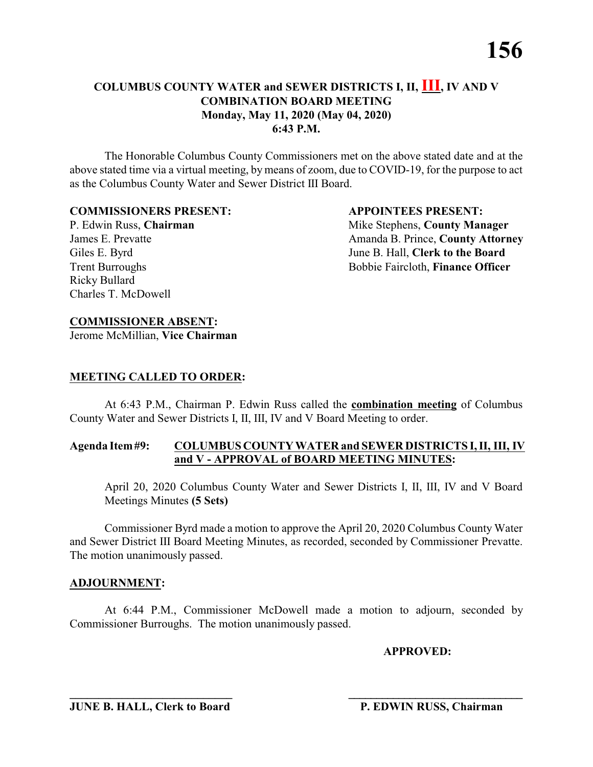# COLUMBUS COUNTY WATER and SEWER DISTRICTS I, II, III, IV AND V
## COMBINATION BOARD MEETING
### Monday, May 11, 2020 (May 04, 2020)
### 6:43 P.M.

The Honorable Columbus County Commissioners met on the above stated date and at the above stated time via a virtual meeting, by means of zoom, due to COVID-19, for the purpose to act as the Columbus County Water and Sewer District III Board.

**COMMISSIONERS PRESENT:**
P. Edwin Russ, **Chairman**
James E. Prevatte
Giles E. Byrd
Trent Burroughs
Ricky Bullard
Charles T. McDowell

**APPOINTEES PRESENT:**
Mike Stephens, **County Manager**
Amanda B. Prince, **County Attorney**
June B. Hall, **Clerk to the Board**
Bobbie Faircloth, **Finance Officer**

**COMMISSIONER ABSENT:**
Jerome McMillian, **Vice Chairman**

**MEETING CALLED TO ORDER:**

At 6:43 P.M., Chairman P. Edwin Russ called the **combination meeting** of Columbus County Water and Sewer Districts I, II, III, IV and V Board Meeting to order.

**Agenda Item #9: COLUMBUS COUNTY WATER and SEWER DISTRICTS I, II, III, IV and V - APPROVAL of BOARD MEETING MINUTES:**

April 20, 2020 Columbus County Water and Sewer Districts I, II, III, IV and V Board Meetings Minutes **(5 Sets)**

Commissioner Byrd made a motion to approve the April 20, 2020 Columbus County Water and Sewer District III Board Meeting Minutes, as recorded, seconded by Commissioner Prevatte. The motion unanimously passed.

**ADJOURNMENT:**

At 6:44 P.M., Commissioner McDowell made a motion to adjourn, seconded by Commissioner Burroughs. The motion unanimously passed.

**APPROVED:**

\_\_\_\_\_\_\_\_\_\_\_\_\_\_\_\_\_\_\_\_\_\_\_\_\_\_\_\_
**JUNE B. HALL, Clerk to Board**

\_\_\_\_\_\_\_\_\_\_\_\_\_\_\_\_\_\_\_\_\_\_\_\_\_\_\_\_
**P. EDWIN RUSS, Chairman**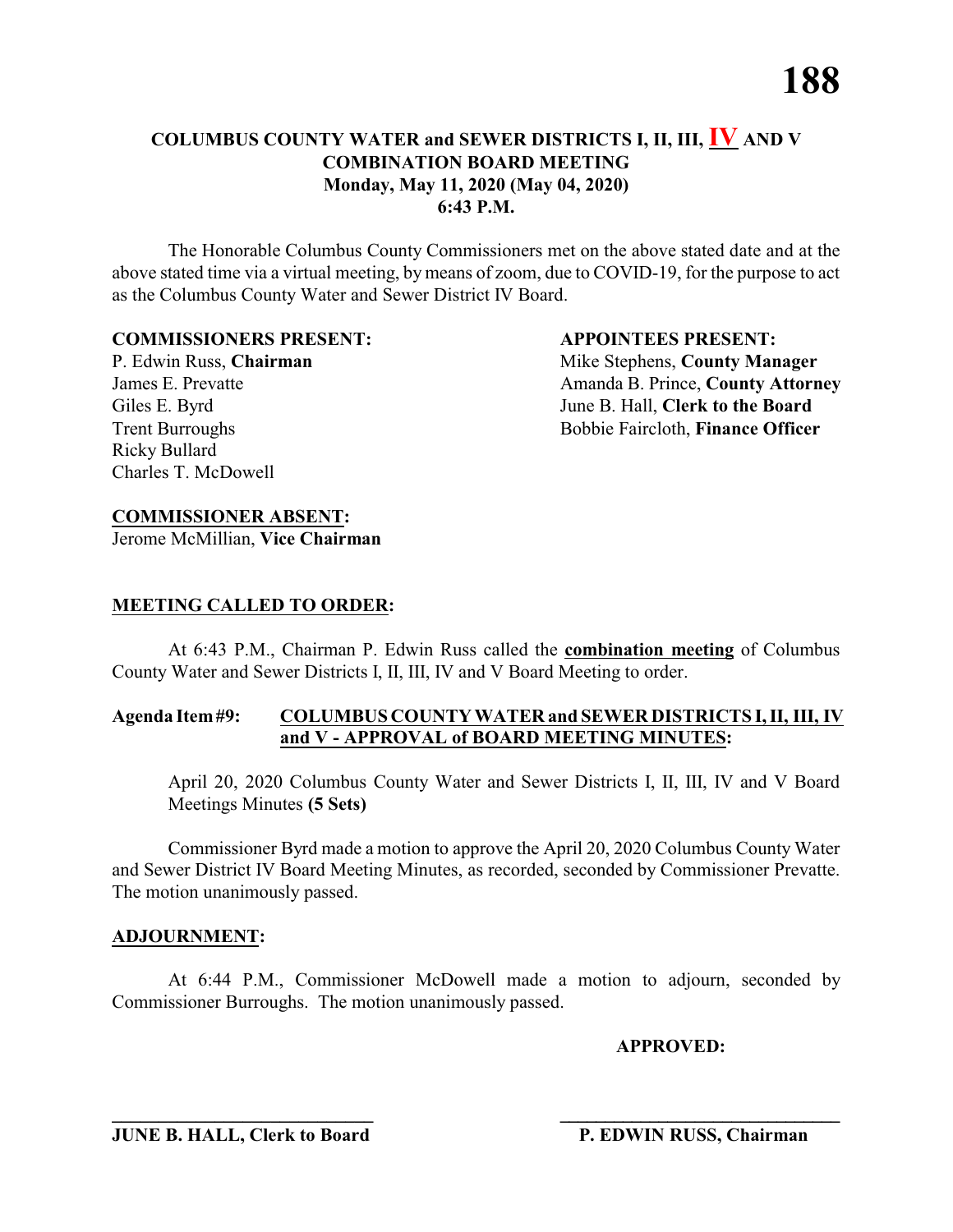# COLUMBUS COUNTY WATER and SEWER DISTRICTS I, II, III, IV AND V COMBINATION BOARD MEETING
## Monday, May 11, 2020 (May 04, 2020)
## 6:43 P.M.

The Honorable Columbus County Commissioners met on the above stated date and at the above stated time via a virtual meeting, by means of zoom, due to COVID-19, for the purpose to act as the Columbus County Water and Sewer District IV Board.

**COMMISSIONERS PRESENT:**
P. Edwin Russ, **Chairman**
James E. Prevatte
Giles E. Byrd
Trent Burroughs
Ricky Bullard
Charles T. McDowell

**APPOINTEES PRESENT:**
Mike Stephens, **County Manager**
Amanda B. Prince, **County Attorney**
June B. Hall, **Clerk to the Board**
Bobbie Faircloth, **Finance Officer**

**COMMISSIONER ABSENT:**
Jerome McMillian, **Vice Chairman**

**MEETING CALLED TO ORDER:**

At 6:43 P.M., Chairman P. Edwin Russ called the **combination meeting** of Columbus County Water and Sewer Districts I, II, III, IV and V Board Meeting to order.

**Agenda Item #9: COLUMBUS COUNTY WATER and SEWER DISTRICTS I, II, III, IV and V - APPROVAL of BOARD MEETING MINUTES:**

April 20, 2020 Columbus County Water and Sewer Districts I, II, III, IV and V Board Meetings Minutes **(5 Sets)**

Commissioner Byrd made a motion to approve the April 20, 2020 Columbus County Water and Sewer District IV Board Meeting Minutes, as recorded, seconded by Commissioner Prevatte. The motion unanimously passed.

**ADJOURNMENT:**

At 6:44 P.M., Commissioner McDowell made a motion to adjourn, seconded by Commissioner Burroughs. The motion unanimously passed.

**APPROVED:**

_____________________________ 
**JUNE B. HALL, Clerk to Board**

_____________________________ 
**P. EDWIN RUSS, Chairman**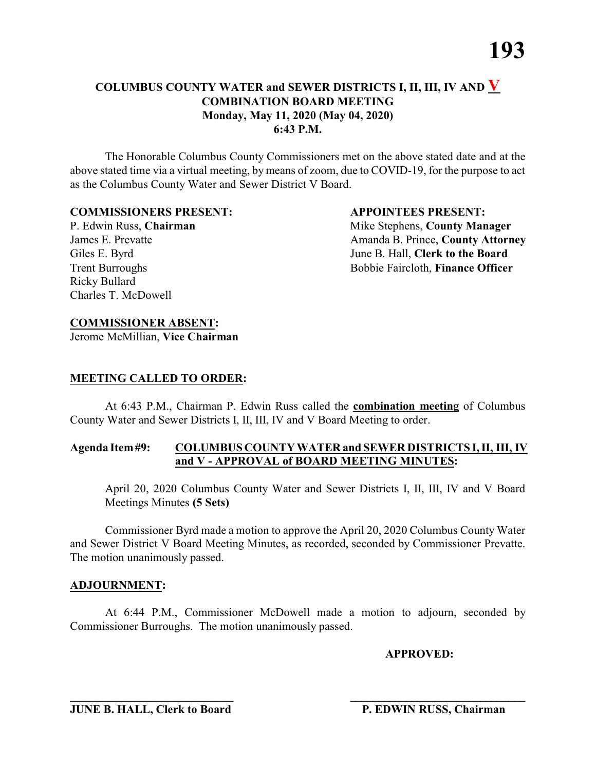# COLUMBUS COUNTY WATER and SEWER DISTRICTS I, II, III, IV AND V
## COMBINATION BOARD MEETING
### Monday, May 11, 2020 (May 04, 2020)
### 6:43 P.M.

The Honorable Columbus County Commissioners met on the above stated date and at the above stated time via a virtual meeting, by means of zoom, due to COVID-19, for the purpose to act as the Columbus County Water and Sewer District V Board.

**COMMISSIONERS PRESENT:**
P. Edwin Russ, **Chairman**
James E. Prevatte
Giles E. Byrd
Trent Burroughs
Ricky Bullard
Charles T. McDowell

**APPOINTEES PRESENT:**
Mike Stephens, **County Manager**
Amanda B. Prince, **County Attorney**
June B. Hall, **Clerk to the Board**
Bobbie Faircloth, **Finance Officer**

**COMMISSIONER ABSENT:**
Jerome McMillian, **Vice Chairman**

**MEETING CALLED TO ORDER:**

At 6:43 P.M., Chairman P. Edwin Russ called the **combination meeting** of Columbus County Water and Sewer Districts I, II, III, IV and V Board Meeting to order.

**Agenda Item #9: COLUMBUS COUNTY WATER and SEWER DISTRICTS I, II, III, IV and V - APPROVAL of BOARD MEETING MINUTES:**

April 20, 2020 Columbus County Water and Sewer Districts I, II, III, IV and V Board Meetings Minutes **(5 Sets)**

Commissioner Byrd made a motion to approve the April 20, 2020 Columbus County Water and Sewer District V Board Meeting Minutes, as recorded, seconded by Commissioner Prevatte. The motion unanimously passed.

**ADJOURNMENT:**

At 6:44 P.M., Commissioner McDowell made a motion to adjourn, seconded by Commissioner Burroughs. The motion unanimously passed.

**APPROVED:**

______________________________
**JUNE B. HALL, Clerk to Board**

______________________________
**P. EDWIN RUSS, Chairman**